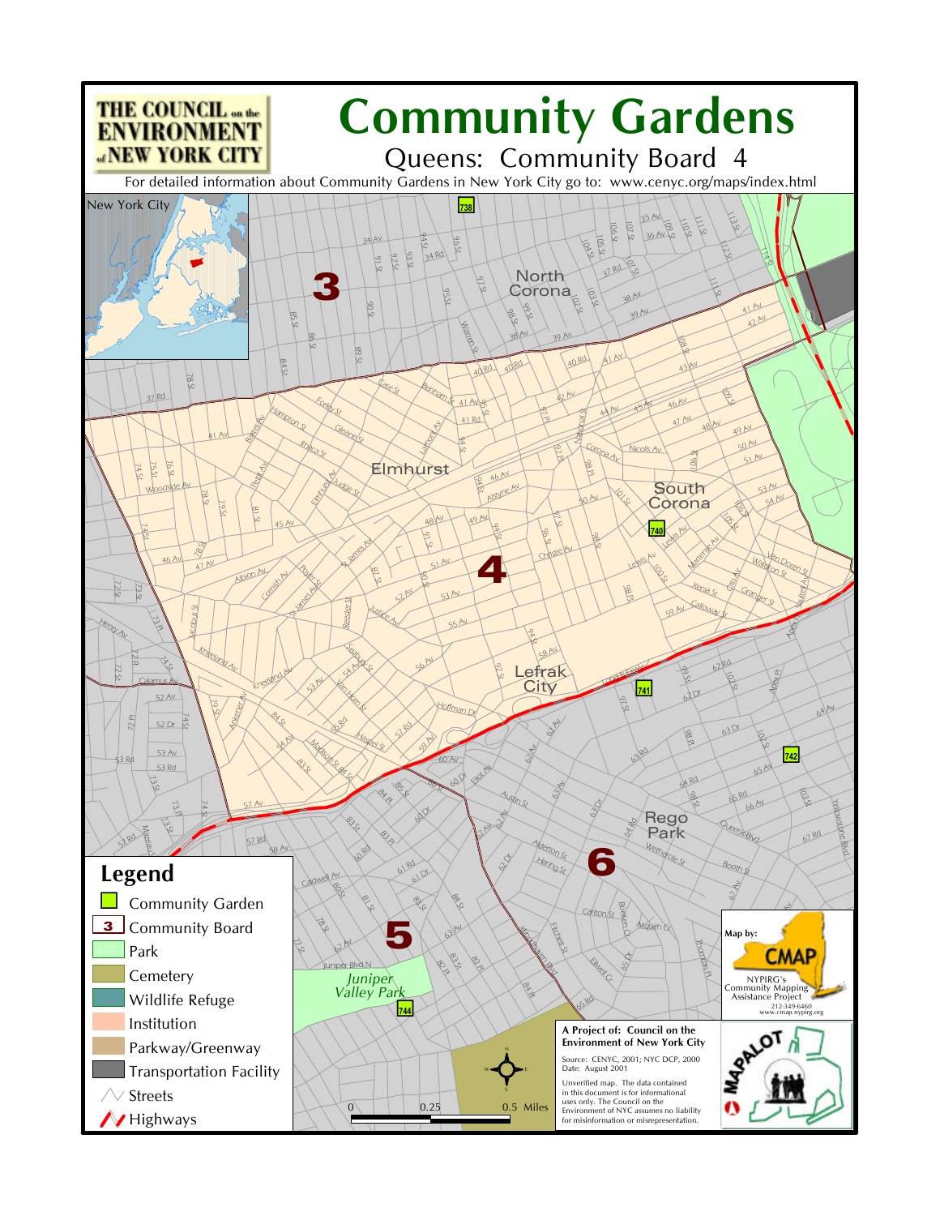THE COUNCIL on the ENVIRONMENT of NEW YORK CITY

# Community Gardens

## Queens: Community Board 4

For detailed information about Community Gardens in New York City go to: www.cenyc.org/maps/index.html

## Legend

- Community Garden
- Community Board
- Park
- Cemetery
- Wildlife Refuge
- Institution
- Parkway/Greenway
- Transportation Facility
- Streets
- Highways

0 0.25 0.5 Miles

Map by: CMAP

NYPIRG's Community Mapping Assistance Project

212-349-6460

www.cmap.nypirg.org

**A Project of: Council on the Environment of New York City**

Source: CENYC, 2001; NYC DCP, 2000

Date: August 2001

Unverified map. The data contained in this document is for informational uses only. The Council on the Environment of NYC assumes no liability for misinformation or misrepresentation.

MAPALOT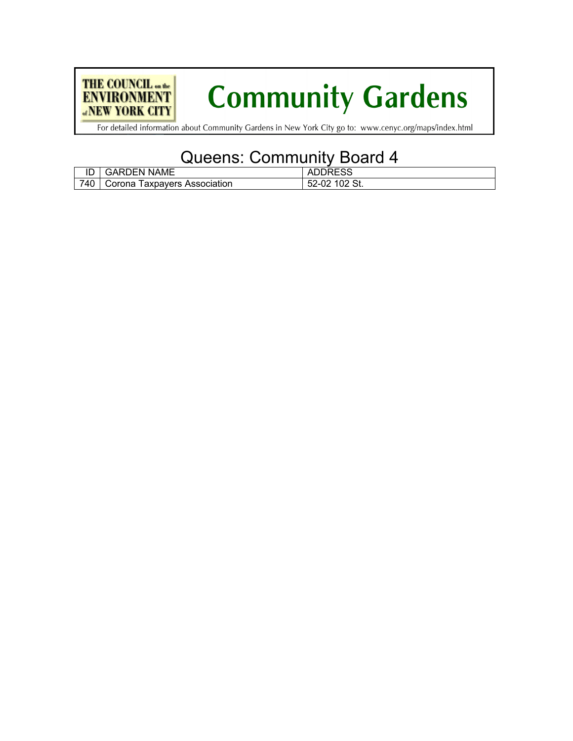THE COUNCIL on the ENVIRONMENT of NEW YORK CITY

# Community Gardens

For detailed information about Community Gardens in New York City go to: www.cenyc.org/maps/index.html

## Queens: Community Board 4

| ID | GARDEN NAME | ADDRESS |
|---|---|---|
| 740 | Corona Taxpayers Association | 52-02 102 St. |